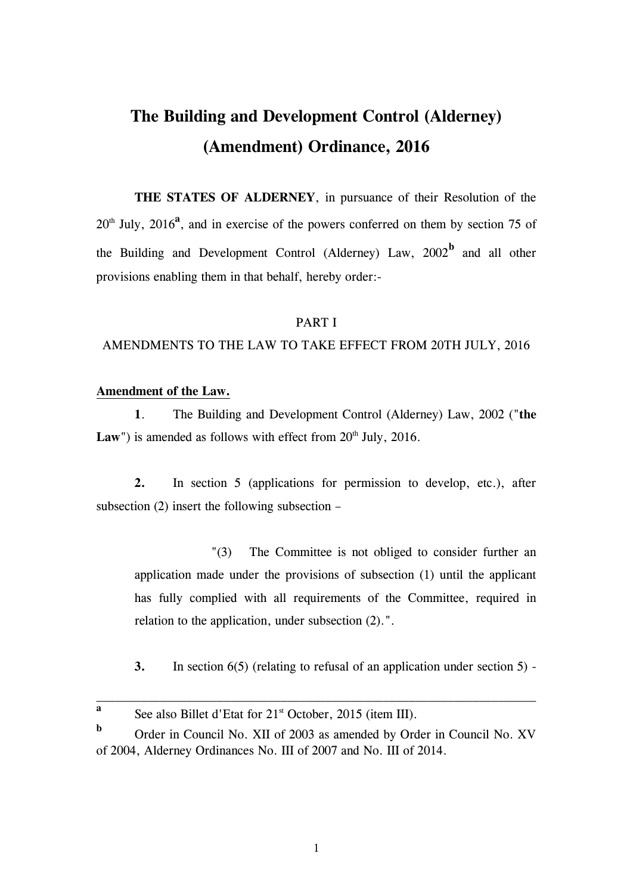# The Building and Development Control (Alderney) (Amendment) Ordinance, 2016

**THE STATES OF ALDERNEY**, in pursuance of their Resolution of the 20th July, 2016[a], and in exercise of the powers conferred on them by section 75 of the Building and Development Control (Alderney) Law, 2002[b] and all other provisions enabling them in that behalf, hereby order:-

PART I

AMENDMENTS TO THE LAW TO TAKE EFFECT FROM 20TH JULY, 2016

**Amendment of the Law.**

**1**. The Building and Development Control (Alderney) Law, 2002 ("**the Law**") is amended as follows with effect from 20th July, 2016.

**2.** In section 5 (applications for permission to develop, etc.), after subsection (2) insert the following subsection –

> "(3) The Committee is not obliged to consider further an application made under the provisions of subsection (1) until the applicant has fully complied with all requirements of the Committee, required in relation to the application, under subsection (2).".

**3.** In section 6(5) (relating to refusal of an application under section 5) -

---

**a** See also Billet d'Etat for 21st October, 2015 (item III).

**b** Order in Council No. XII of 2003 as amended by Order in Council No. XV of 2004, Alderney Ordinances No. III of 2007 and No. III of 2014.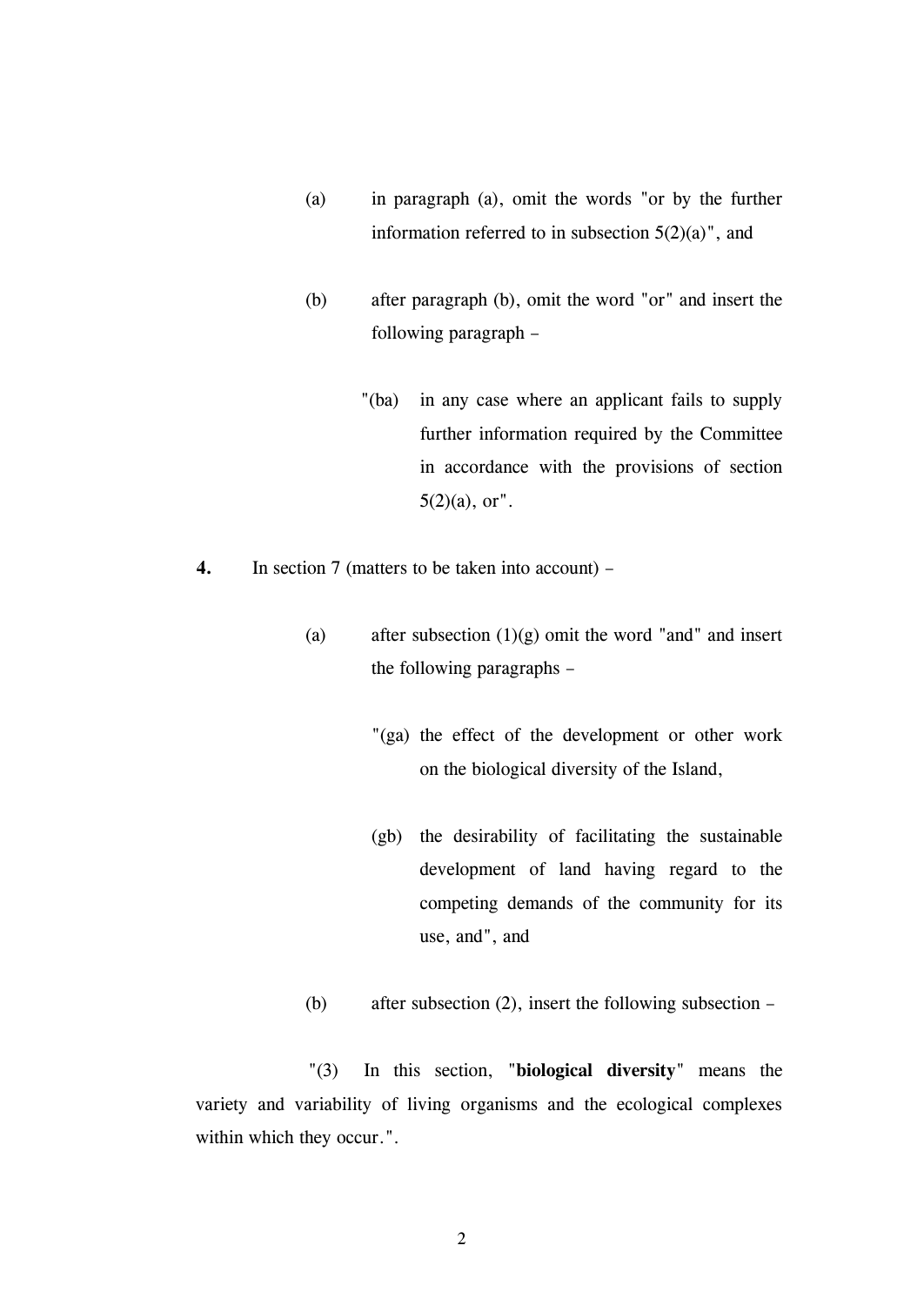(a) in paragraph (a), omit the words "or by the further information referred to in subsection 5(2)(a)", and

(b) after paragraph (b), omit the word "or" and insert the following paragraph –

"(ba) in any case where an applicant fails to supply further information required by the Committee in accordance with the provisions of section 5(2)(a), or".

**4.** In section 7 (matters to be taken into account) –

(a) after subsection (1)(g) omit the word "and" and insert the following paragraphs –

"(ga) the effect of the development or other work on the biological diversity of the Island,

(gb) the desirability of facilitating the sustainable development of land having regard to the competing demands of the community for its use, and", and

(b) after subsection (2), insert the following subsection –

"(3) In this section, "**biological diversity**" means the variety and variability of living organisms and the ecological complexes within which they occur.".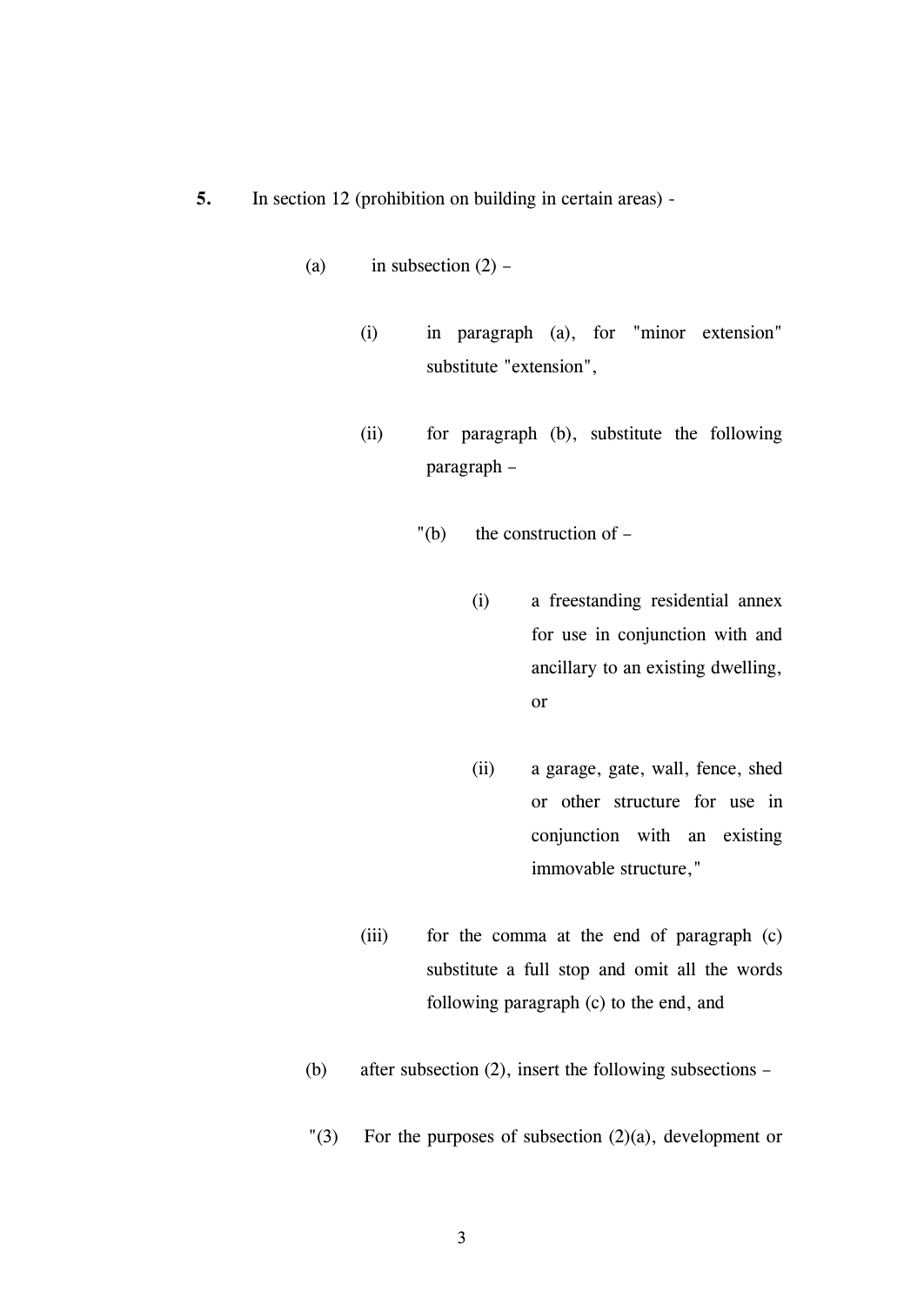**5.** In section 12 (prohibition on building in certain areas) -

(a) in subsection (2) –

(i) in paragraph (a), for "minor extension" substitute "extension",

(ii) for paragraph (b), substitute the following paragraph –

"(b) the construction of –

(i) a freestanding residential annex for use in conjunction with and ancillary to an existing dwelling, or

(ii) a garage, gate, wall, fence, shed or other structure for use in conjunction with an existing immovable structure,"

(iii) for the comma at the end of paragraph (c) substitute a full stop and omit all the words following paragraph (c) to the end, and

(b) after subsection (2), insert the following subsections –

"(3) For the purposes of subsection (2)(a), development or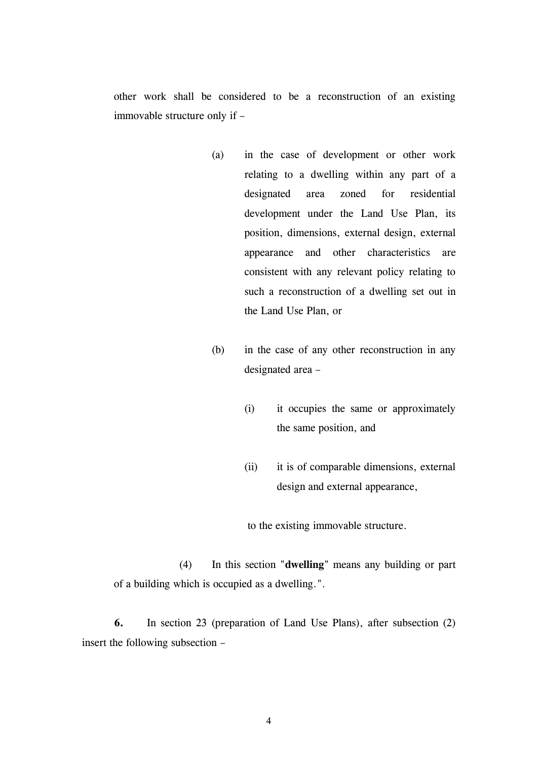other work shall be considered to be a reconstruction of an existing immovable structure only if –

(a) in the case of development or other work relating to a dwelling within any part of a designated area zoned for residential development under the Land Use Plan, its position, dimensions, external design, external appearance and other characteristics are consistent with any relevant policy relating to such a reconstruction of a dwelling set out in the Land Use Plan, or

(b) in the case of any other reconstruction in any designated area –

(i) it occupies the same or approximately the same position, and

(ii) it is of comparable dimensions, external design and external appearance,

to the existing immovable structure.

(4) In this section "**dwelling**" means any building or part of a building which is occupied as a dwelling.".

**6.** In section 23 (preparation of Land Use Plans), after subsection (2) insert the following subsection –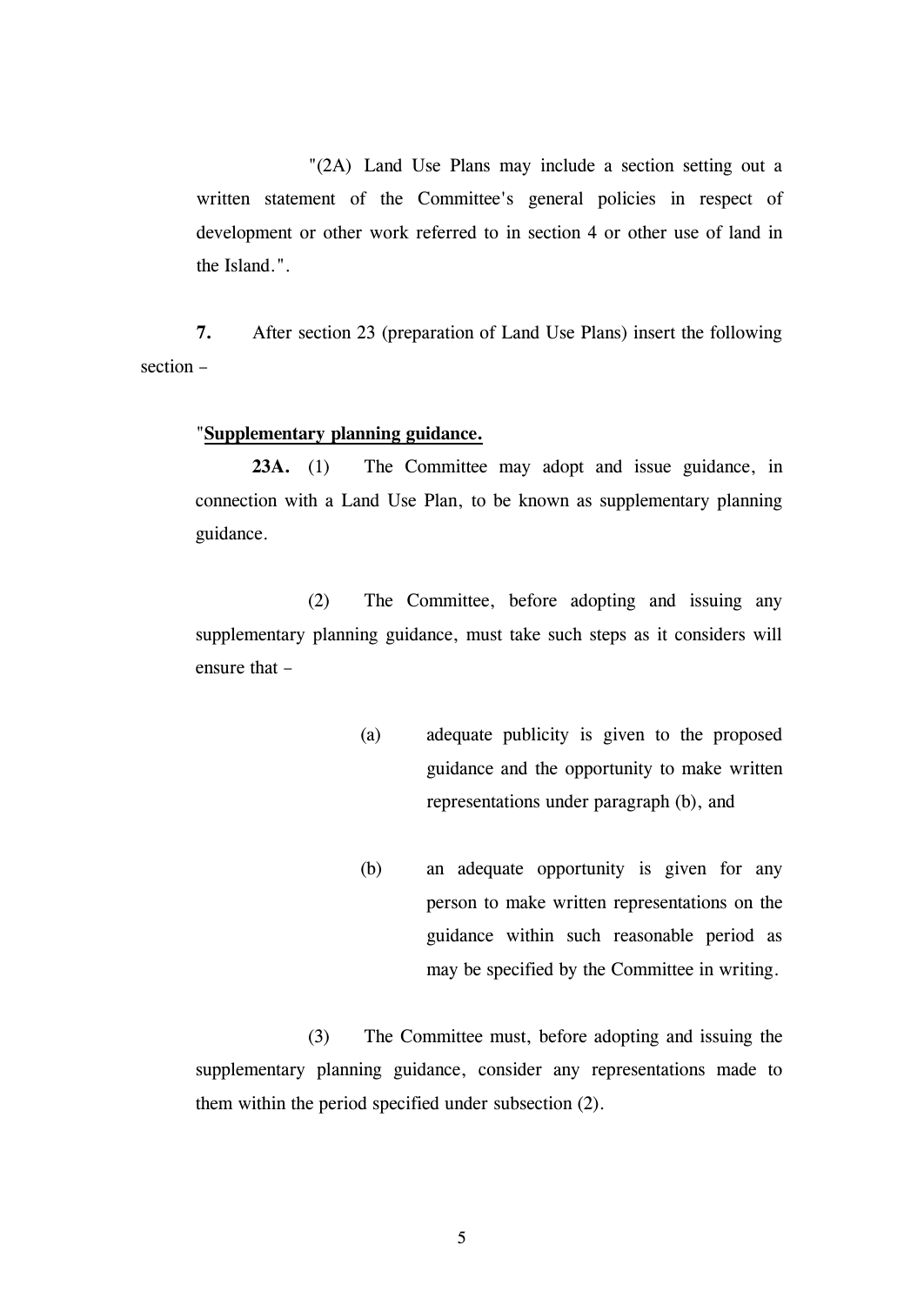"(2A) Land Use Plans may include a section setting out a written statement of the Committee's general policies in respect of development or other work referred to in section 4 or other use of land in the Island.".

**7.** After section 23 (preparation of Land Use Plans) insert the following section –

"**<u>Supplementary planning guidance.</u>**

**23A.** (1) The Committee may adopt and issue guidance, in connection with a Land Use Plan, to be known as supplementary planning guidance.

(2) The Committee, before adopting and issuing any supplementary planning guidance, must take such steps as it considers will ensure that –

(a) adequate publicity is given to the proposed guidance and the opportunity to make written representations under paragraph (b), and

(b) an adequate opportunity is given for any person to make written representations on the guidance within such reasonable period as may be specified by the Committee in writing.

(3) The Committee must, before adopting and issuing the supplementary planning guidance, consider any representations made to them within the period specified under subsection (2).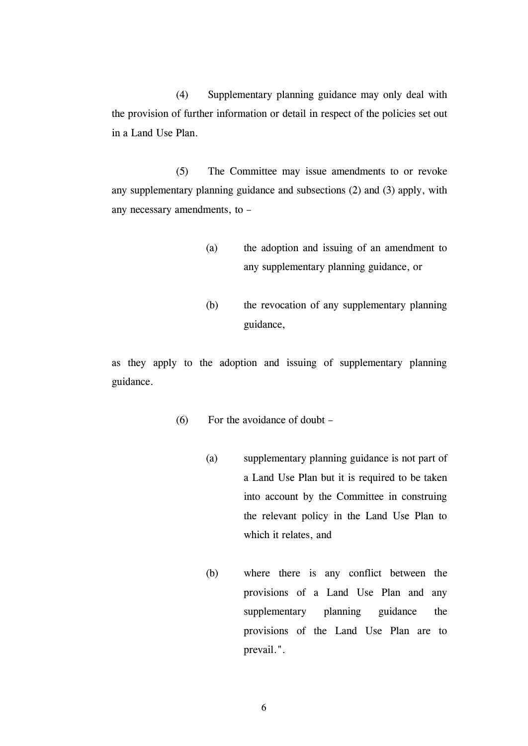(4) Supplementary planning guidance may only deal with the provision of further information or detail in respect of the policies set out in a Land Use Plan.

(5) The Committee may issue amendments to or revoke any supplementary planning guidance and subsections (2) and (3) apply, with any necessary amendments, to –

> (a) the adoption and issuing of an amendment to any supplementary planning guidance, or
>
> (b) the revocation of any supplementary planning guidance,

as they apply to the adoption and issuing of supplementary planning guidance.

(6) For the avoidance of doubt –

> (a) supplementary planning guidance is not part of a Land Use Plan but it is required to be taken into account by the Committee in construing the relevant policy in the Land Use Plan to which it relates, and
>
> (b) where there is any conflict between the provisions of a Land Use Plan and any supplementary planning guidance the provisions of the Land Use Plan are to prevail.".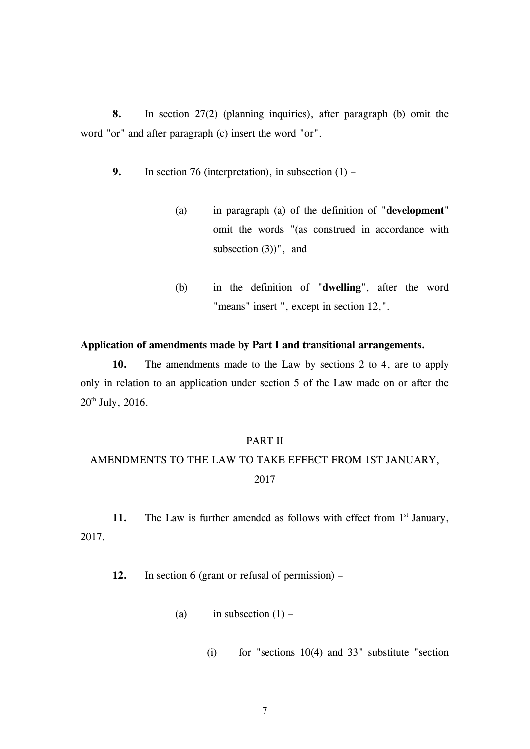**8.** In section 27(2) (planning inquiries), after paragraph (b) omit the word "or" and after paragraph (c) insert the word "or".

**9.** In section 76 (interpretation), in subsection (1) –

(a) in paragraph (a) of the definition of "**development**" omit the words "(as construed in accordance with subsection (3))", and

(b) in the definition of "**dwelling**", after the word "means" insert ", except in section 12,".

**Application of amendments made by Part I and transitional arrangements.**

**10.** The amendments made to the Law by sections 2 to 4, are to apply only in relation to an application under section 5 of the Law made on or after the 20th July, 2016.

PART II

AMENDMENTS TO THE LAW TO TAKE EFFECT FROM 1ST JANUARY, 2017

**11.** The Law is further amended as follows with effect from 1st January, 2017.

**12.** In section 6 (grant or refusal of permission) –

(a) in subsection (1) –

(i) for "sections 10(4) and 33" substitute "section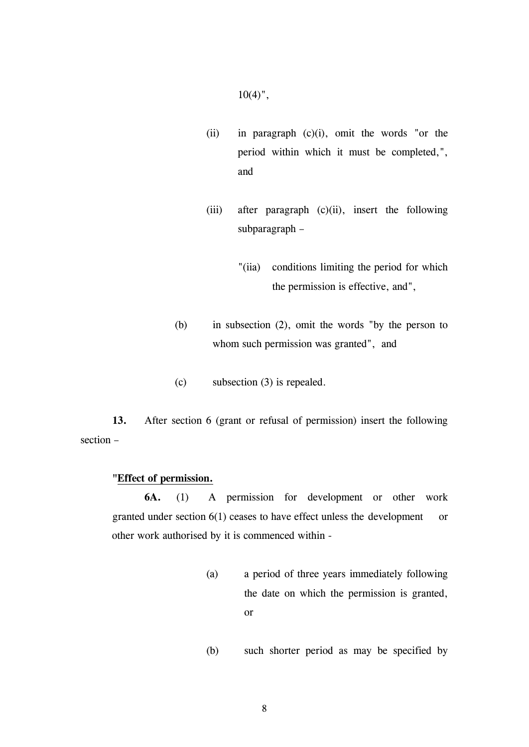10(4)",

(ii) in paragraph (c)(i), omit the words "or the period within which it must be completed,", and

(iii) after paragraph (c)(ii), insert the following subparagraph –

"(iia) conditions limiting the period for which the permission is effective, and",

(b) in subsection (2), omit the words "by the person to whom such permission was granted", and

(c) subsection (3) is repealed.

**13.** After section 6 (grant or refusal of permission) insert the following section –

"**Effect of permission.**

**6A.** (1) A permission for development or other work granted under section 6(1) ceases to have effect unless the development or other work authorised by it is commenced within -

(a) a period of three years immediately following the date on which the permission is granted, or

(b) such shorter period as may be specified by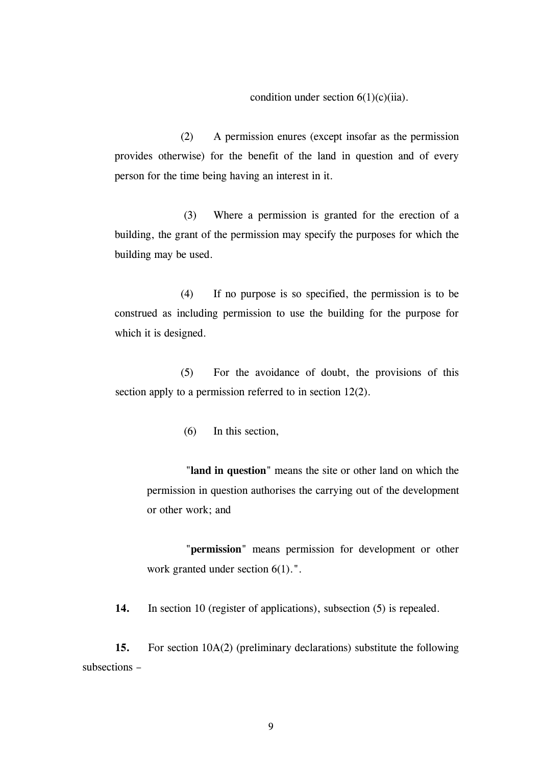condition under section 6(1)(c)(iia).

(2) A permission enures (except insofar as the permission provides otherwise) for the benefit of the land in question and of every person for the time being having an interest in it.

(3) Where a permission is granted for the erection of a building, the grant of the permission may specify the purposes for which the building may be used.

(4) If no purpose is so specified, the permission is to be construed as including permission to use the building for the purpose for which it is designed.

(5) For the avoidance of doubt, the provisions of this section apply to a permission referred to in section 12(2).

(6) In this section,

"**land in question**" means the site or other land on which the permission in question authorises the carrying out of the development or other work; and

"**permission**" means permission for development or other work granted under section 6(1).".

**14.** In section 10 (register of applications), subsection (5) is repealed.

**15.** For section 10A(2) (preliminary declarations) substitute the following subsections –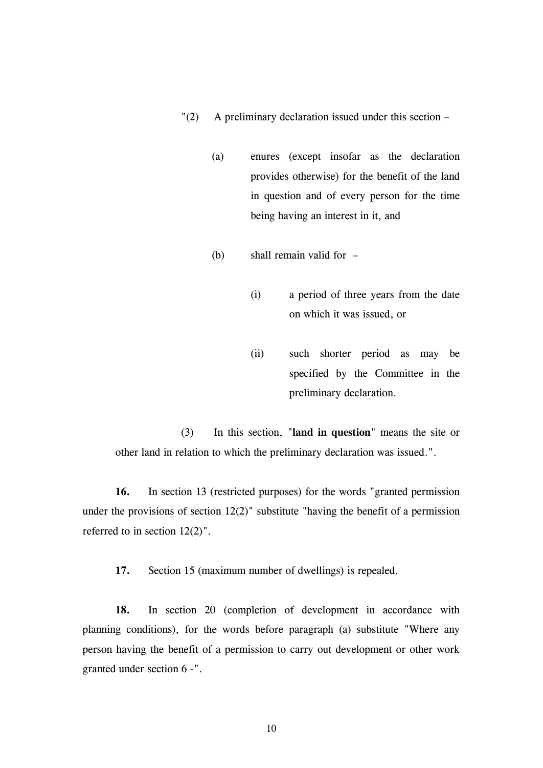"(2) A preliminary declaration issued under this section –

(a) enures (except insofar as the declaration provides otherwise) for the benefit of the land in question and of every person for the time being having an interest in it, and

(b) shall remain valid for –

(i) a period of three years from the date on which it was issued, or

(ii) such shorter period as may be specified by the Committee in the preliminary declaration.

(3) In this section, "**land in question**" means the site or other land in relation to which the preliminary declaration was issued.".

**16.** In section 13 (restricted purposes) for the words "granted permission under the provisions of section 12(2)" substitute "having the benefit of a permission referred to in section 12(2)".

**17.** Section 15 (maximum number of dwellings) is repealed.

**18.** In section 20 (completion of development in accordance with planning conditions), for the words before paragraph (a) substitute "Where any person having the benefit of a permission to carry out development or other work granted under section 6 -".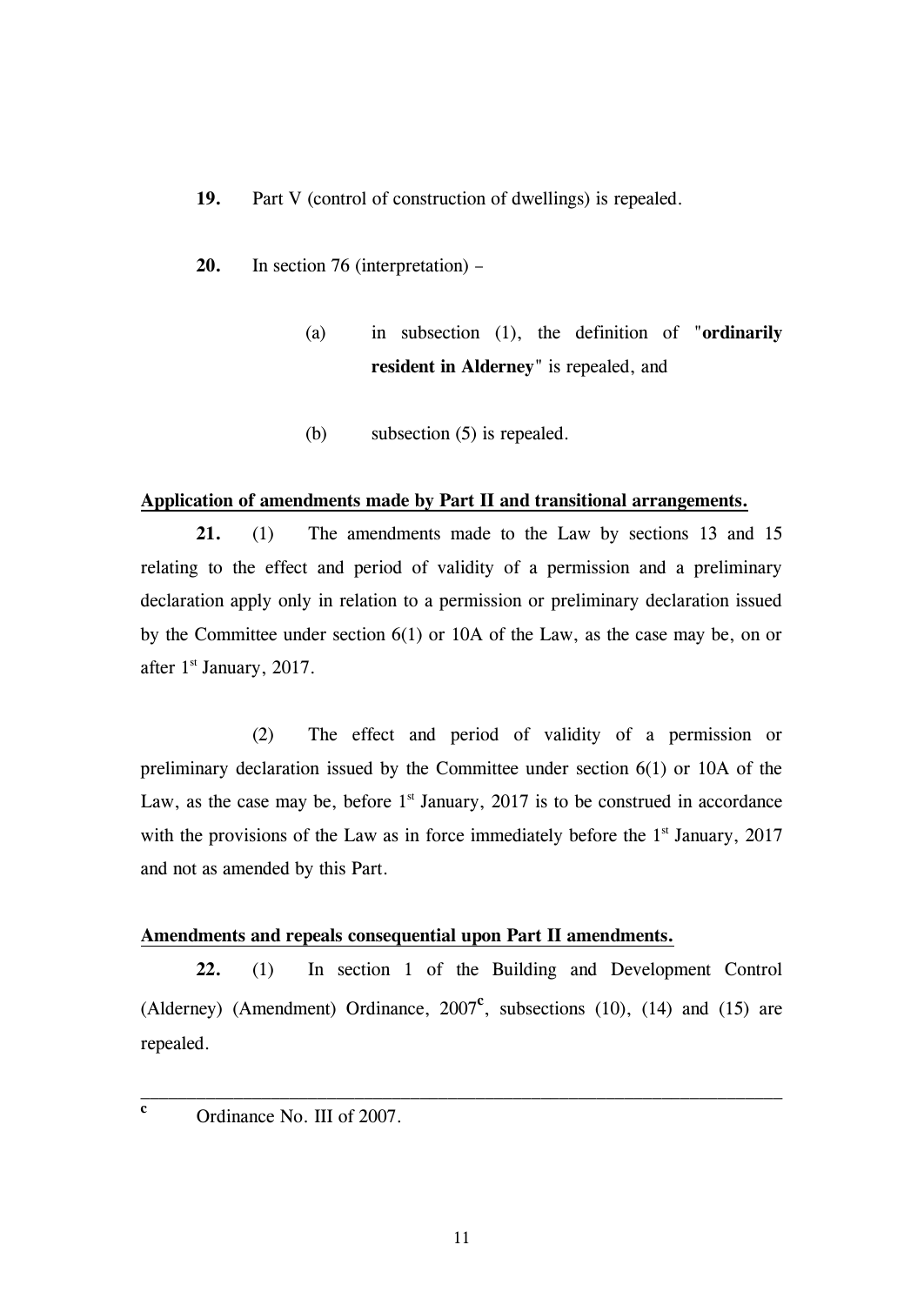**19.** Part V (control of construction of dwellings) is repealed.

**20.** In section 76 (interpretation) –

(a) in subsection (1), the definition of "**ordinarily resident in Alderney**" is repealed, and

(b) subsection (5) is repealed.

**Application of amendments made by Part II and transitional arrangements.**

**21.** (1) The amendments made to the Law by sections 13 and 15 relating to the effect and period of validity of a permission and a preliminary declaration apply only in relation to a permission or preliminary declaration issued by the Committee under section 6(1) or 10A of the Law, as the case may be, on or after 1st January, 2017.

(2) The effect and period of validity of a permission or preliminary declaration issued by the Committee under section 6(1) or 10A of the Law, as the case may be, before 1st January, 2017 is to be construed in accordance with the provisions of the Law as in force immediately before the 1st January, 2017 and not as amended by this Part.

**Amendments and repeals consequential upon Part II amendments.**

**22.** (1) In section 1 of the Building and Development Control (Alderney) (Amendment) Ordinance, 2007[c], subsections (10), (14) and (15) are repealed.

---

[c] Ordinance No. III of 2007.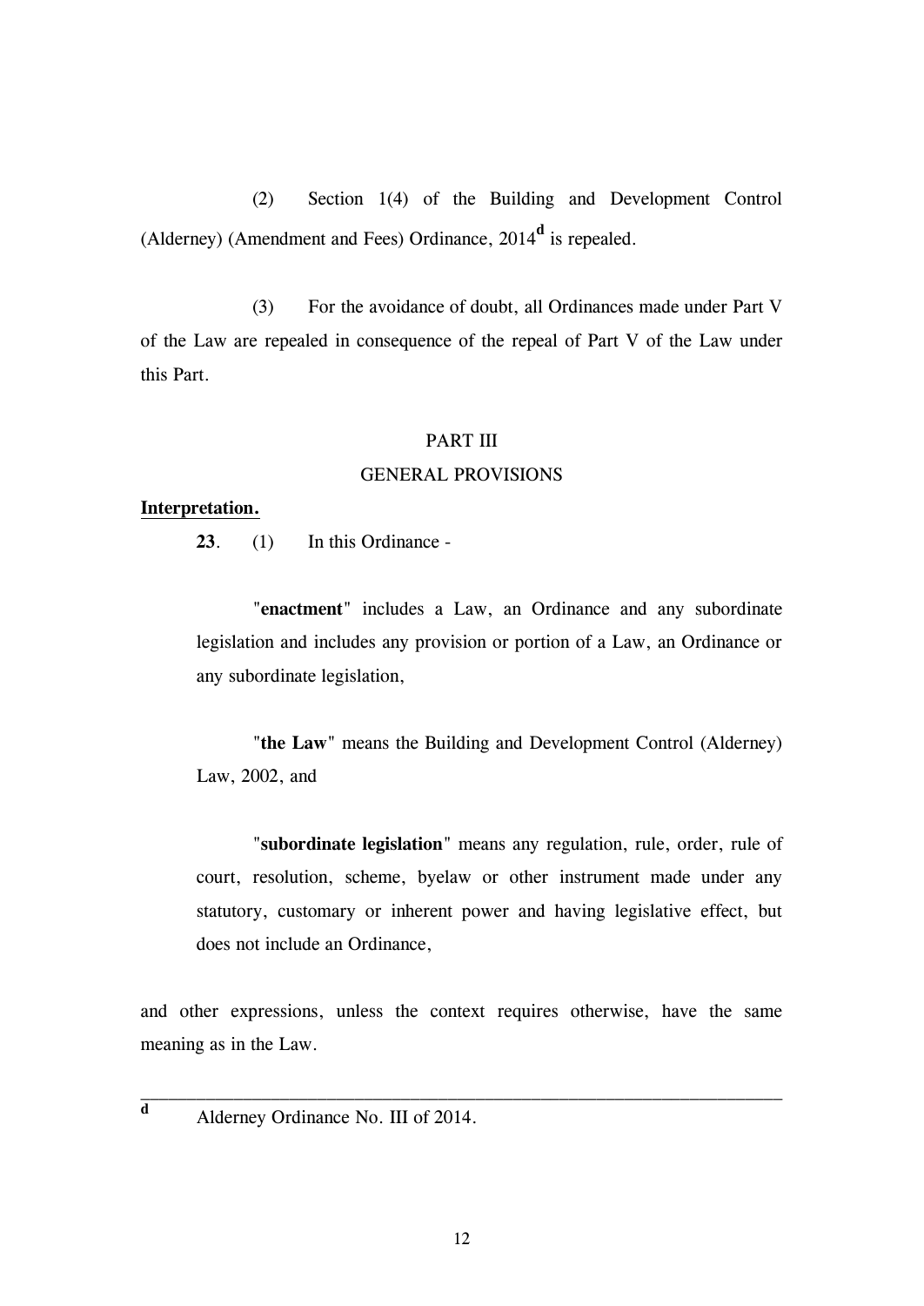(2) Section 1(4) of the Building and Development Control (Alderney) (Amendment and Fees) Ordinance, 2014[d] is repealed.

(3) For the avoidance of doubt, all Ordinances made under Part V of the Law are repealed in consequence of the repeal of Part V of the Law under this Part.

## PART III
## GENERAL PROVISIONS

**Interpretation.**

**23**. (1) In this Ordinance -

"**enactment**" includes a Law, an Ordinance and any subordinate legislation and includes any provision or portion of a Law, an Ordinance or any subordinate legislation,

"**the Law**" means the Building and Development Control (Alderney) Law, 2002, and

"**subordinate legislation**" means any regulation, rule, order, rule of court, resolution, scheme, byelaw or other instrument made under any statutory, customary or inherent power and having legislative effect, but does not include an Ordinance,

and other expressions, unless the context requires otherwise, have the same meaning as in the Law.

---

[d] Alderney Ordinance No. III of 2014.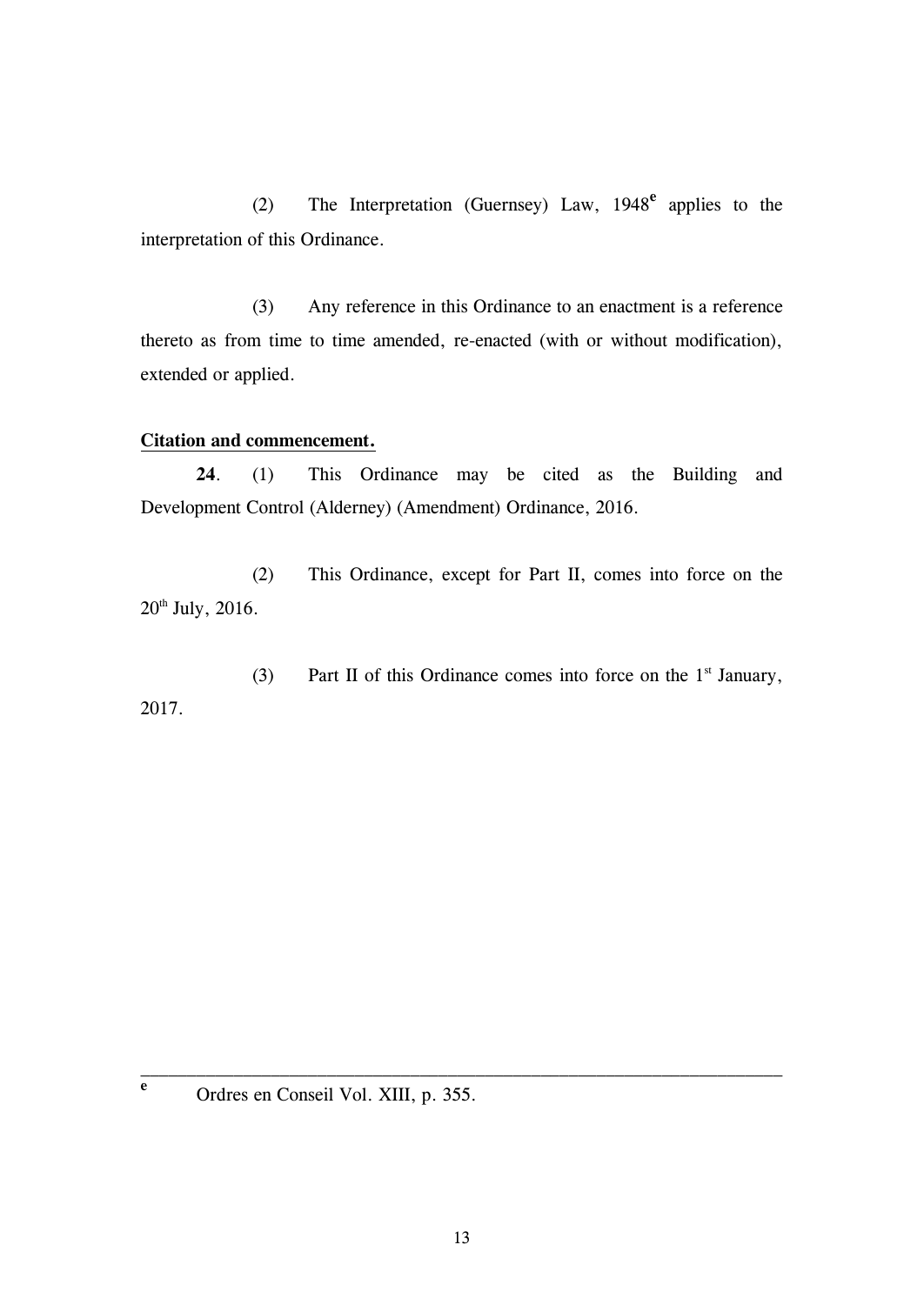(2) The Interpretation (Guernsey) Law, 1948[e] applies to the interpretation of this Ordinance.

(3) Any reference in this Ordinance to an enactment is a reference thereto as from time to time amended, re-enacted (with or without modification), extended or applied.

**Citation and commencement.**

**24**. (1) This Ordinance may be cited as the Building and Development Control (Alderney) (Amendment) Ordinance, 2016.

(2) This Ordinance, except for Part II, comes into force on the 20th July, 2016.

(3) Part II of this Ordinance comes into force on the 1st January, 2017.

---

[e] Ordres en Conseil Vol. XIII, p. 355.